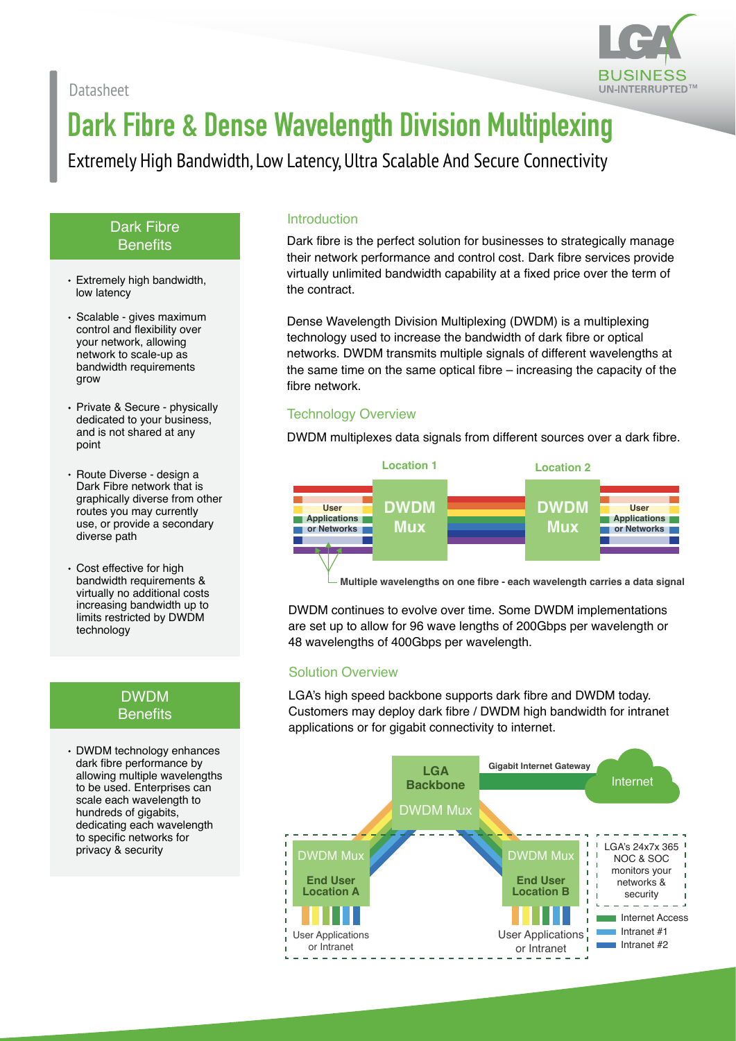Datasheet

# Dark Fibre & Dense Wavelength Division Multiplexing

Extremely High Bandwidth, Low Latency, Ultra Scalable And Secure Connectivity

## Dark Fibre Benefits

- Extremely high bandwidth, low latency
- Scalable - gives maximum control and flexibility over your network, allowing network to scale-up as bandwidth requirements grow
- Private & Secure - physically dedicated to your business, and is not shared at any point
- Route Diverse - design a Dark Fibre network that is graphically diverse from other routes you may currently use, or provide a secondary diverse path
- Cost effective for high bandwidth requirements & virtually no additional costs increasing bandwidth up to limits restricted by DWDM technology

## DWDM Benefits

- DWDM technology enhances dark fibre performance by allowing multiple wavelengths to be used. Enterprises can scale each wavelength to hundreds of gigabits, dedicating each wavelength to specific networks for privacy & security

## Introduction

Dark fibre is the perfect solution for businesses to strategically manage their network performance and control cost. Dark fibre services provide virtually unlimited bandwidth capability at a fixed price over the term of the contract.

Dense Wavelength Division Multiplexing (DWDM) is a multiplexing technology used to increase the bandwidth of dark fibre or optical networks. DWDM transmits multiple signals of different wavelengths at the same time on the same optical fibre – increasing the capacity of the fibre network.

## Technology Overview

DWDM multiplexes data signals from different sources over a dark fibre.

Location 1 | Location 2

User Applications or Networks — DWDM Mux — DWDM Mux — User Applications or Networks

Multiple wavelengths on one fibre - each wavelength carries a data signal

DWDM continues to evolve over time. Some DWDM implementations are set up to allow for 96 wave lengths of 200Gbps per wavelength or 48 wavelengths of 400Gbps per wavelength.

## Solution Overview

LGA's high speed backbone supports dark fibre and DWDM today. Customers may deploy dark fibre / DWDM high bandwidth for intranet applications or for gigabit connectivity to internet.

LGA Backbone DWDM Mux — Gigabit Internet Gateway — Internet

DWDM Mux End User Location A — User Applications or Intranet

DWDM Mux End User Location B — User Applications or Intranet

LGA's 24x7x 365 NOC & SOC monitors your networks & security

- Internet Access
- Intranet #1
- Intranet #2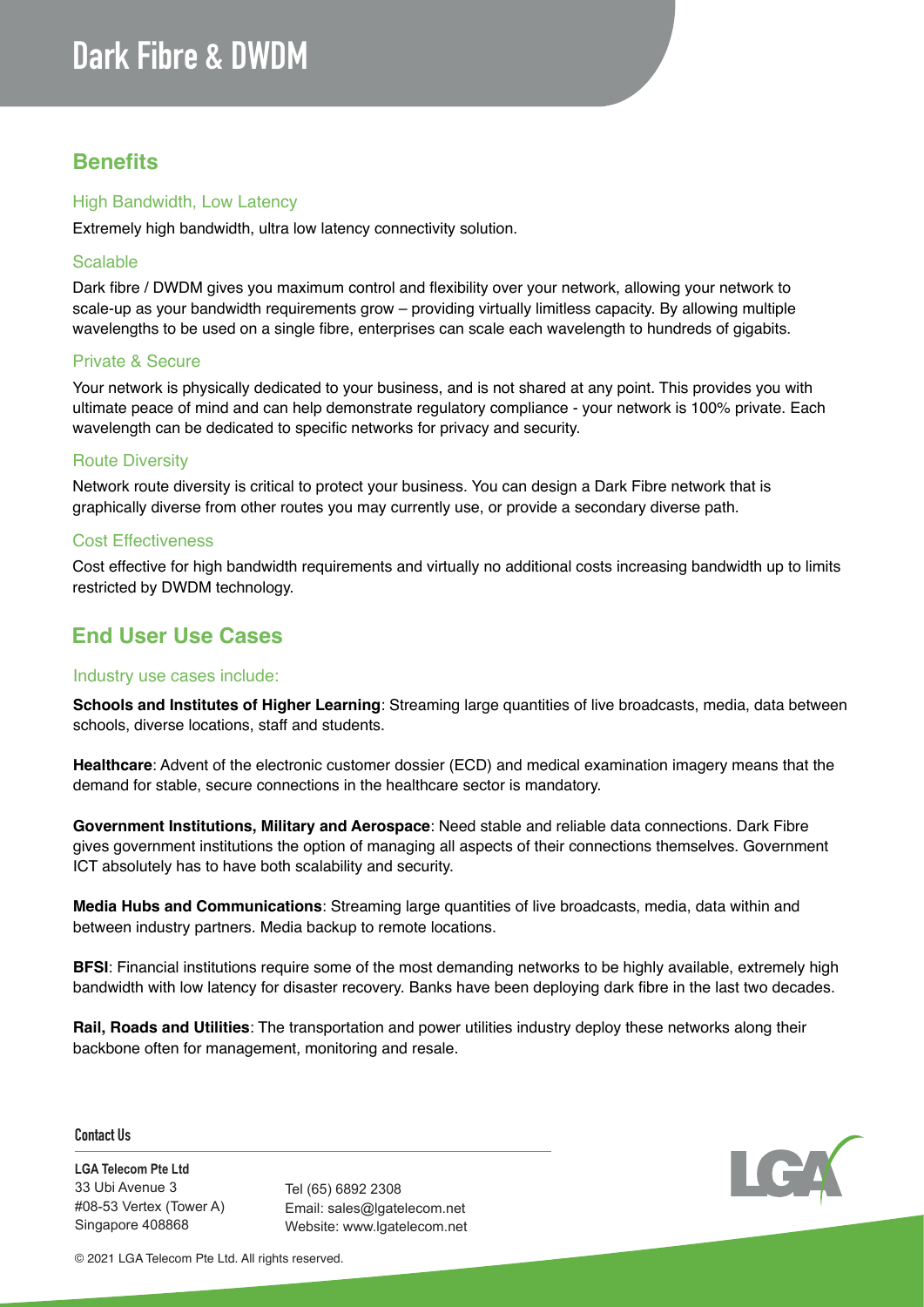# Dark Fibre & DWDM

## Benefits

### High Bandwidth, Low Latency

Extremely high bandwidth, ultra low latency connectivity solution.

### Scalable

Dark fibre / DWDM gives you maximum control and flexibility over your network, allowing your network to scale-up as your bandwidth requirements grow – providing virtually limitless capacity. By allowing multiple wavelengths to be used on a single fibre, enterprises can scale each wavelength to hundreds of gigabits.

### Private & Secure

Your network is physically dedicated to your business, and is not shared at any point. This provides you with ultimate peace of mind and can help demonstrate regulatory compliance - your network is 100% private. Each wavelength can be dedicated to specific networks for privacy and security.

### Route Diversity

Network route diversity is critical to protect your business. You can design a Dark Fibre network that is graphically diverse from other routes you may currently use, or provide a secondary diverse path.

### Cost Effectiveness

Cost effective for high bandwidth requirements and virtually no additional costs increasing bandwidth up to limits restricted by DWDM technology.

## End User Use Cases

### Industry use cases include:

**Schools and Institutes of Higher Learning**: Streaming large quantities of live broadcasts, media, data between schools, diverse locations, staff and students.

**Healthcare**: Advent of the electronic customer dossier (ECD) and medical examination imagery means that the demand for stable, secure connections in the healthcare sector is mandatory.

**Government Institutions, Military and Aerospace**: Need stable and reliable data connections. Dark Fibre gives government institutions the option of managing all aspects of their connections themselves. Government ICT absolutely has to have both scalability and security.

**Media Hubs and Communications**: Streaming large quantities of live broadcasts, media, data within and between industry partners. Media backup to remote locations.

**BFSI**: Financial institutions require some of the most demanding networks to be highly available, extremely high bandwidth with low latency for disaster recovery. Banks have been deploying dark fibre in the last two decades.

**Rail, Roads and Utilities**: The transportation and power utilities industry deploy these networks along their backbone often for management, monitoring and resale.

**Contact Us**

**LGA Telecom Pte Ltd**
33 Ubi Avenue 3
#08-53 Vertex (Tower A)
Singapore 408868

Tel (65) 6892 2308
Email: sales@lgatelecom.net
Website: www.lgatelecom.net

© 2021 LGA Telecom Pte Ltd. All rights reserved.